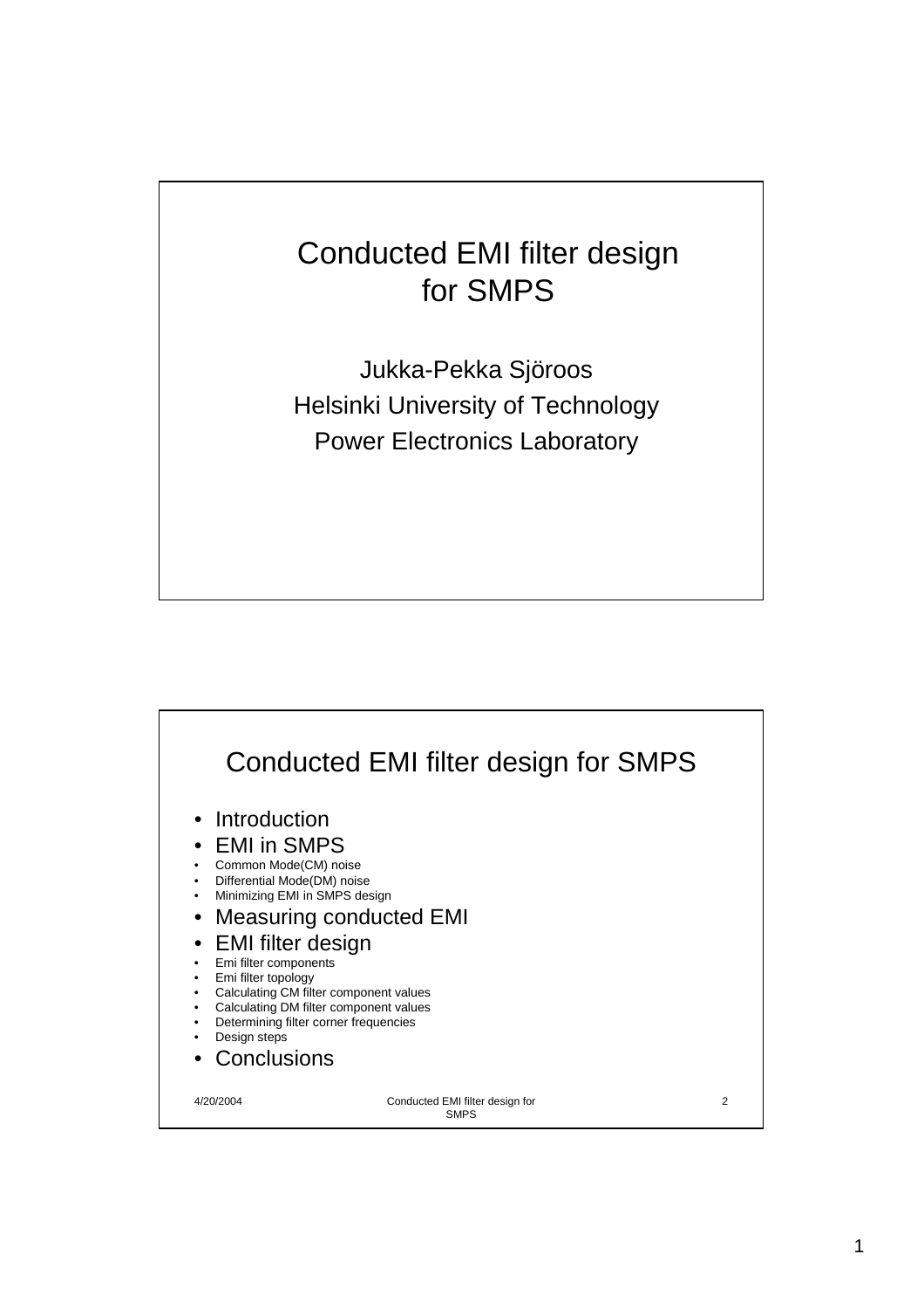# Conducted EMI filter design for SMPS

Jukka-Pekka Sjöroos
Helsinki University of Technology
Power Electronics Laboratory

## Conducted EMI filter design for SMPS

- Introduction
- EMI in SMPS
  - Common Mode(CM) noise
  - Differential Mode(DM) noise
  - Minimizing EMI in SMPS design
- Measuring conducted EMI
- EMI filter design
  - Emi filter components
  - Emi filter topology
  - Calculating CM filter component values
  - Calculating DM filter component values
  - Determining filter corner frequencies
  - Design steps
- Conclusions

4/20/2004 Conducted EMI filter design for SMPS 2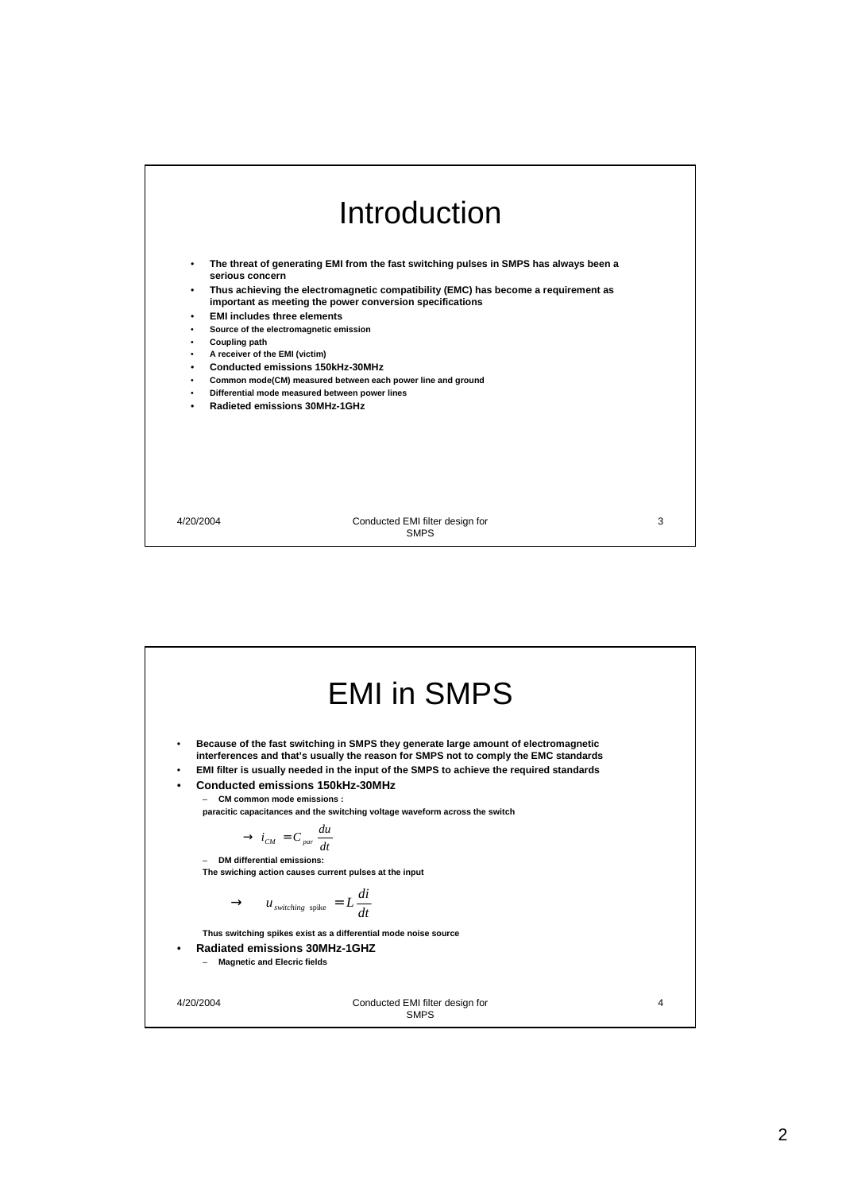# Introduction

- The threat of generating EMI from the fast switching pulses in SMPS has always been a serious concern
- Thus achieving the electromagnetic compatibility (EMC) has become a requirement as important as meeting the power conversion specifications
- EMI includes three elements
- Source of the electromagnetic emission
- Coupling path
- A receiver of the EMI (victim)
- Conducted emissions 150kHz-30MHz
- Common mode(CM) measured between each power line and ground
- Differential mode measured between power lines
- Radieted emissions 30MHz-1GHz

# EMI in SMPS

- Because of the fast switching in SMPS they generate large amount of electromagnetic interferences and that's usually the reason for SMPS not to comply the EMC standards
- EMI filter is usually needed in the input of the SMPS to achieve the required standards
- **Conducted emissions 150kHz-30MHz**
  - CM common mode emissions :

    paracitic capacitances and the switching voltage waveform across the switch

    $$\rightarrow \quad i_{CM} = C_{par} \frac{du}{dt}$$

  - DM differential emissions:

    The swiching action causes current pulses at the input

    $$\rightarrow \quad u_{switching \ \text{spike}} = L \frac{di}{dt}$$

    Thus switching spikes exist as a differential mode noise source
- **Radiated emissions 30MHz-1GHZ**
  - Magnetic and Elecric fields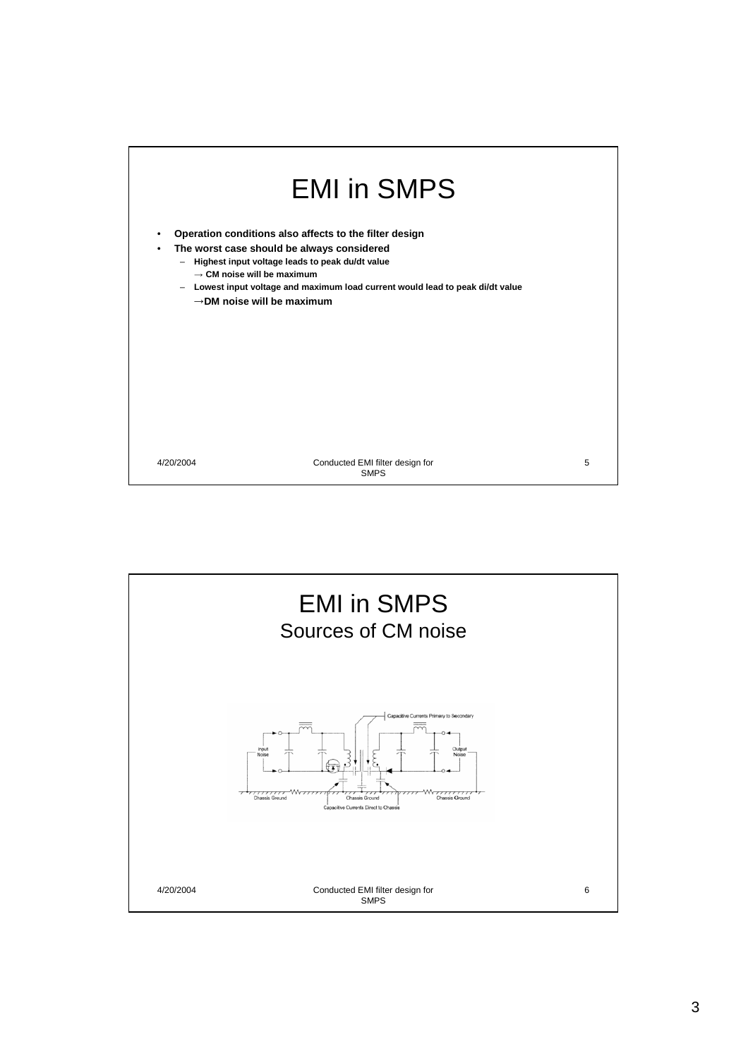# EMI in SMPS

- **Operation conditions also affects to the filter design**
- **The worst case should be always considered**
  - **Highest input voltage leads to peak du/dt value**
    **→ CM noise will be maximum**
  - **Lowest input voltage and maximum load current would lead to peak di/dt value**
    **→DM noise will be maximum**

# EMI in SMPS

## Sources of CM noise

Capacitive Currents Primary to Secondary

Input Noise

Output Noise

Chassis Ground

Chassis Ground

Chassis Ground

Capacitive Currents Direct to Chassis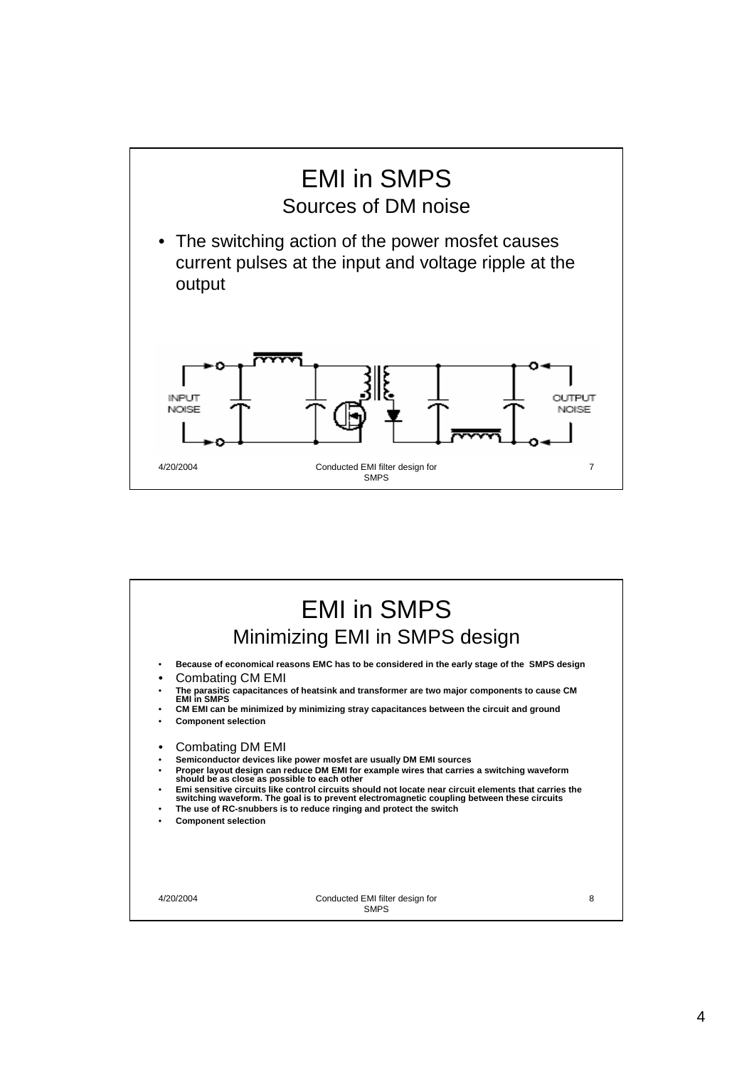# EMI in SMPS

## Sources of DM noise

- The switching action of the power mosfet causes current pulses at the input and voltage ripple at the output

INPUT NOISE

OUTPUT NOISE

# EMI in SMPS

## Minimizing EMI in SMPS design

- **Because of economical reasons EMC has to be considered in the early stage of the SMPS design**
- Combating CM EMI
- **The parasitic capacitances of heatsink and transformer are two major components to cause CM EMI in SMPS**
- **CM EMI can be minimized by minimizing stray capacitances between the circuit and ground**
- **Component selection**

- Combating DM EMI
- **Semiconductor devices like power mosfet are usually DM EMI sources**
- **Proper layout design can reduce DM EMI for example wires that carries a switching waveform should be as close as possible to each other**
- **Emi sensitive circuits like control circuits should not locate near circuit elements that carries the switching waveform. The goal is to prevent electromagnetic coupling between these circuits**
- **The use of RC-snubbers is to reduce ringing and protect the switch**
- **Component selection**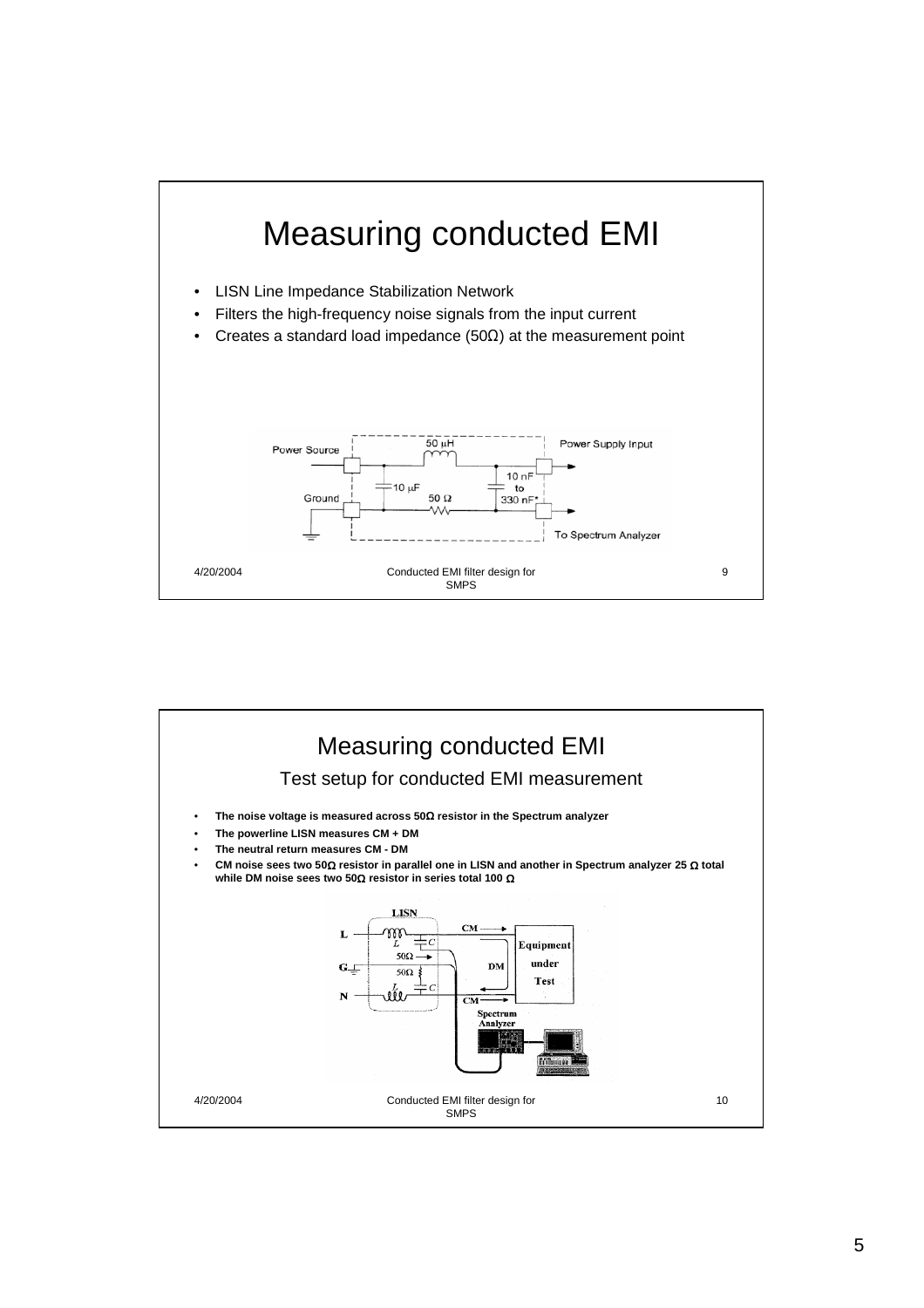# Measuring conducted EMI

- LISN Line Impedance Stabilization Network
- Filters the high-frequency noise signals from the input current
- Creates a standard load impedance (50Ω) at the measurement point

# Measuring conducted EMI

## Test setup for conducted EMI measurement

- **The noise voltage is measured across 50Ω resistor in the Spectrum analyzer**
- **The powerline LISN measures CM + DM**
- **The neutral return measures CM - DM**
- **CM noise sees two 50Ω resistor in parallel one in LISN and another in Spectrum analyzer 25 Ω total while DM noise sees two 50Ω resistor in series total 100 Ω**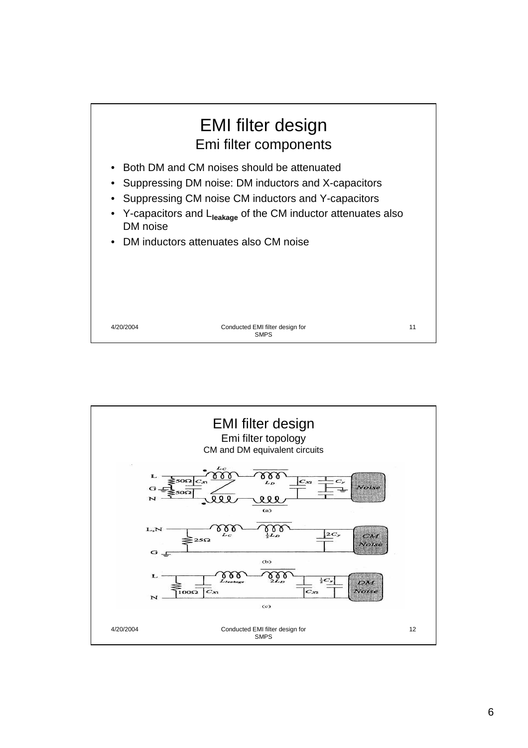# EMI filter design

## Emi filter components

- Both DM and CM noises should be attenuated
- Suppressing DM noise: DM inductors and X-capacitors
- Suppressing CM noise CM inductors and Y-capacitors
- Y-capacitors and $L_{leakage}$ of the CM inductor attenuates also DM noise
- DM inductors attenuates also CM noise

# EMI filter design

## Emi filter topology

### CM and DM equivalent circuits

(a)

(b)

(c)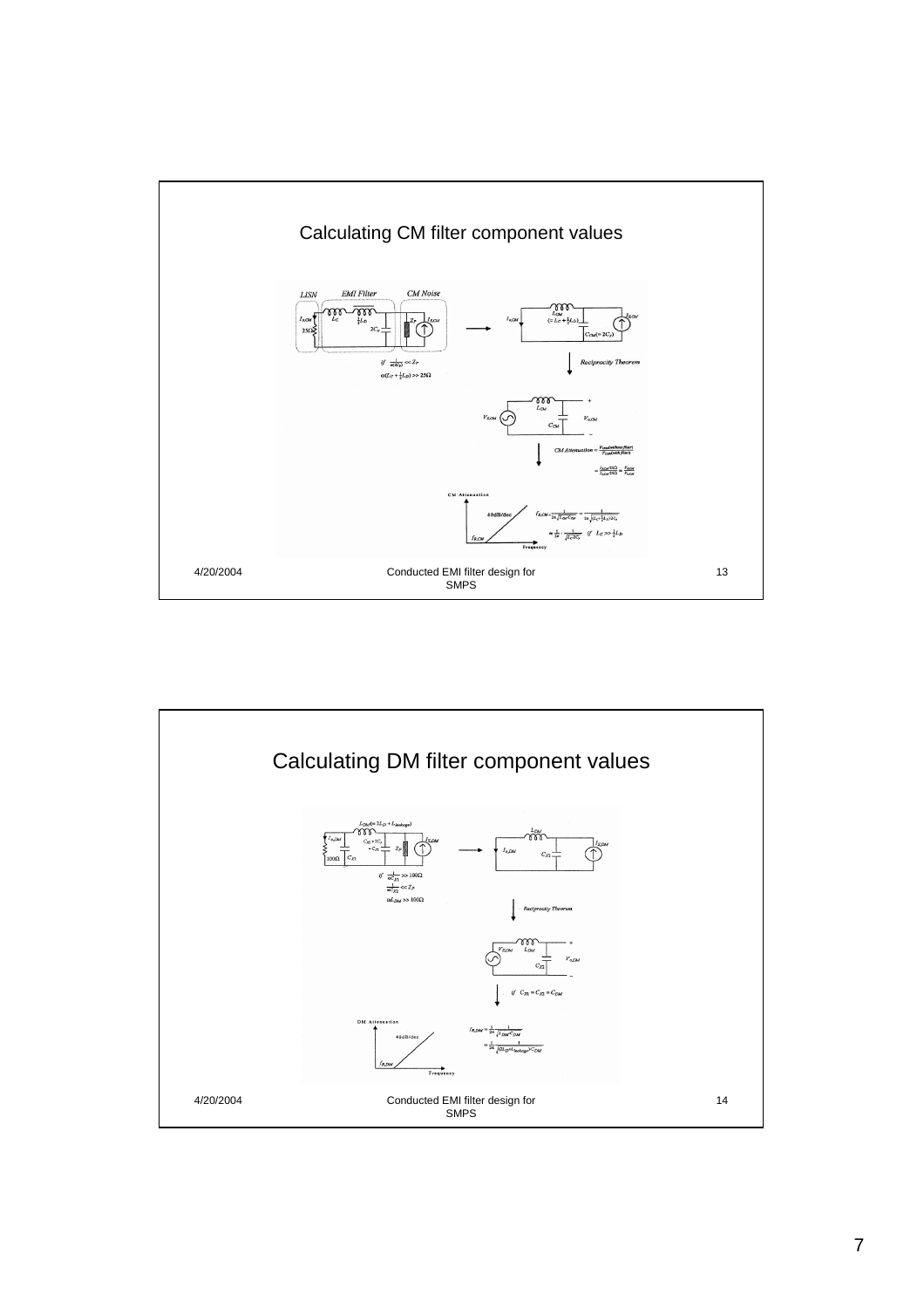## Calculating CM filter component values

LISN — EMI Filter — CM Noise

$I_{n,CM}$, $25\Omega$, $L_C$, $\frac{1}{2}L_D$, $2C_Y$, $Z_P$, $I_{N,CM}$

$if \ \frac{1}{\omega(2C_Y)} \ll Z_P$

$\omega(L_C + \frac{1}{2}L_D) \gg 25\Omega$

$L_{CM} \ (= L_C + \frac{1}{2}L_D)$, $C_{CM}(= 2C_Y)$

*Reciprocity Theorem*

$V_{N,CM}$, $L_{CM}$, $C_{CM}$, $V_{n,CM}$

$$CM\ Attenuation = \frac{V_{CM}(without\ filter)}{V_{CM}(with\ filter)}$$

$$= \frac{I_{N,CM} \cdot 25\Omega}{I_{n,CM} \cdot 25\Omega} = \frac{V_{N,CM}}{V_{n,CM}}$$

CM Attenuation — 40dB/dec — $f_{R,CM}$ — Frequency

$$f_{R,CM} = \frac{1}{2\pi\sqrt{L_{CM}C_{CM}}} = \frac{1}{2\pi\sqrt{(L_C + \frac{1}{2}L_D)2C_Y}}$$

$$\approx \frac{1}{2\pi} \cdot \frac{1}{\sqrt{L_C \cdot 2C_Y}} \quad if \ \ L_C \gg \frac{1}{2}L_D$$

4/20/2004 — Conducted EMI filter design for SMPS — 13

## Calculating DM filter component values

$L_{DM}(= 2L_D + L_{leakage})$, $I_{n,DM}$, $100\Omega$, $C_{X1}$, $C_{X2} + \frac{1}{2}C_Y \approx C_{X2}$, $Z_P$, $I_{N,DM}$

$if \ \frac{1}{\omega C_{X1}} \gg 100\Omega$

$\frac{1}{\omega C_{X2}} \ll Z_P$

$\omega L_{DM} \gg 100\Omega$

$L_{DM}$, $I_{n,DM}$, $C_{X1}$, $I_{N,DM}$

*Reciprocity Theorem*

$V_{N,DM}$, $L_{DM}$, $C_{X1}$, $V_{n,DM}$

$if \ \ C_{X1} = C_{X2} = C_{DM}$

DM Attenuation — 40dB/dec — $f_{R,DM}$ — Frequency

$$f_{R,DM} = \frac{1}{2\pi} \frac{1}{\sqrt{L_{DM}C_{DM}}}$$

$$= \frac{1}{2\pi} \frac{1}{\sqrt{(2L_D + L_{leakage})C_{DM}}}$$

4/20/2004 — Conducted EMI filter design for SMPS — 14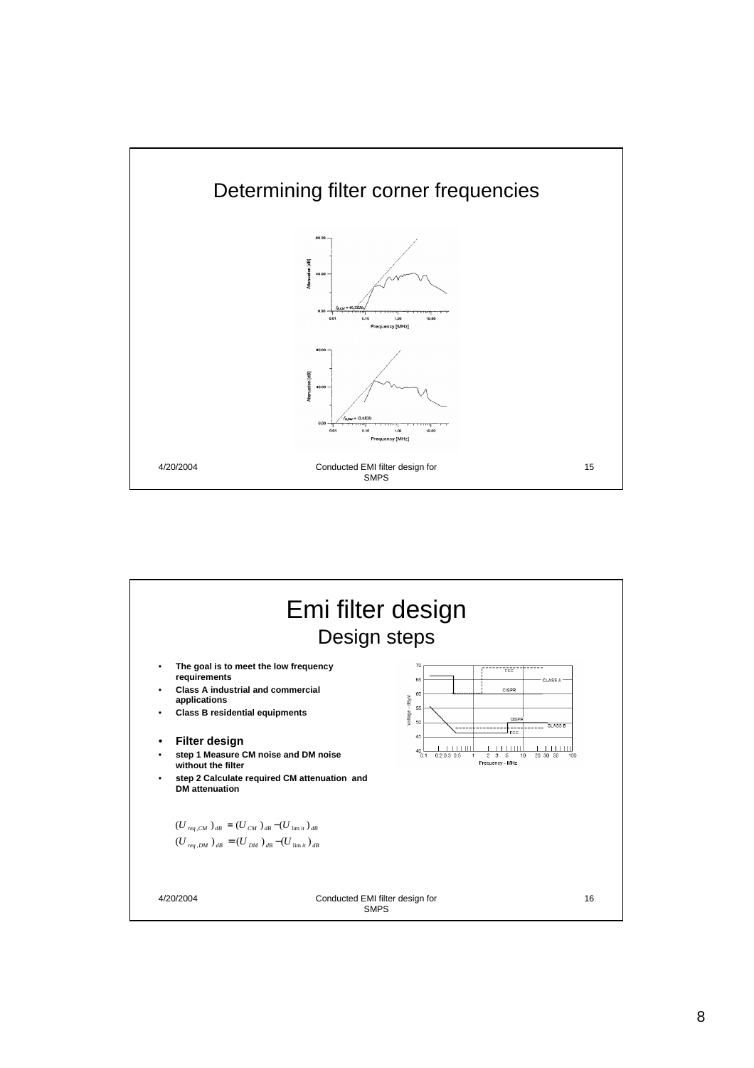# Determining filter corner frequencies

# Emi filter design

## Design steps

- The goal is to meet the low frequency requirements
- Class A industrial and commercial applications
- Class B residential equipments

- **Filter design**
- step 1 Measure CM noise and DM noise without the filter
- step 2 Calculate required CM attenuation and DM attenuation

$$(U_{req,CM})_{dB} = (U_{CM})_{dB} - (U_{limit})_{dB}$$

$$(U_{req,DM})_{dB} = (U_{DM})_{dB} - (U_{limit})_{dB}$$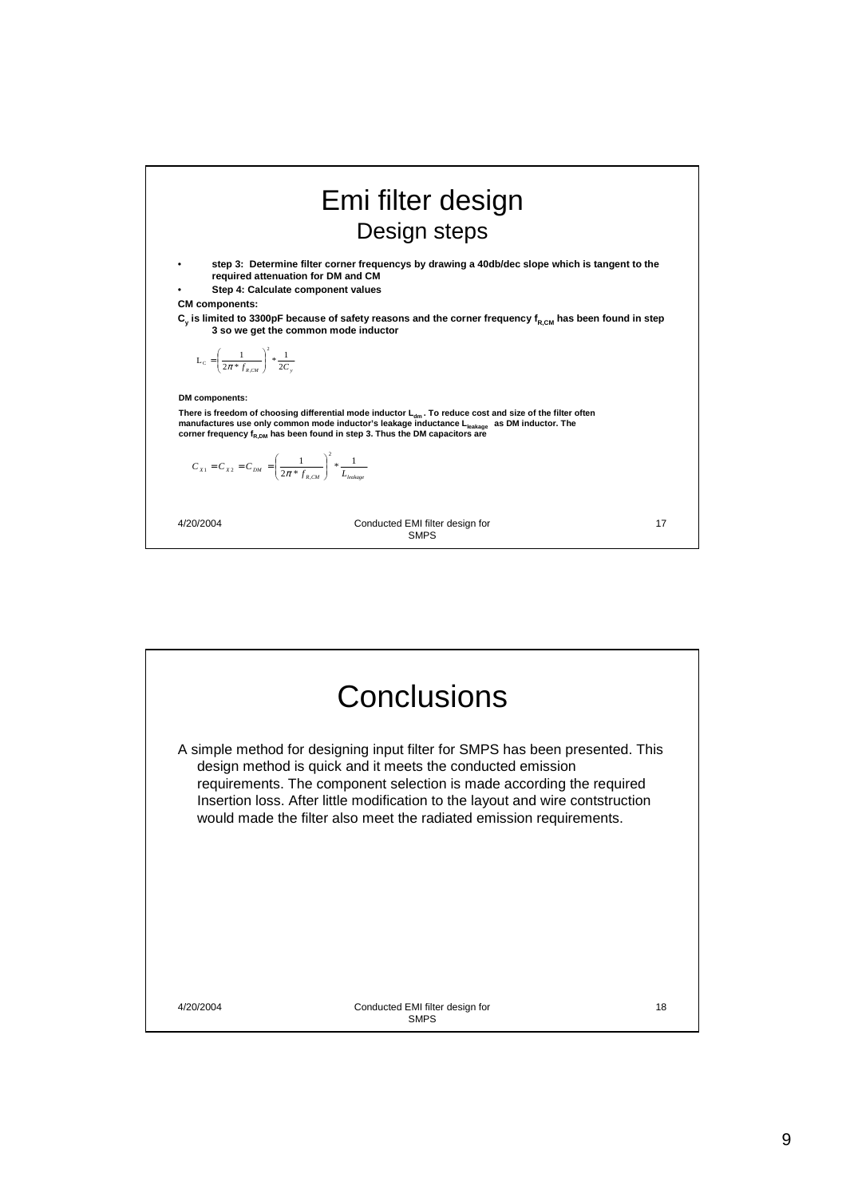# Emi filter design

## Design steps

- **step 3: Determine filter corner frequencys by drawing a 40db/dec slope which is tangent to the required attenuation for DM and CM**
- **Step 4: Calculate component values**

**CM components:**

**$C_y$ is limited to 3300pF because of safety reasons and the corner frequency $f_{R,CM}$ has been found in step 3 so we get the common mode inductor**

$$L_C = \left(\frac{1}{2\pi * f_{R,CM}}\right)^2 * \frac{1}{2C_y}$$

**DM components:**

**There is freedom of choosing differential mode inductor $L_{dm}$. To reduce cost and size of the filter often manufactures use only common mode inductor's leakage inductance $L_{leakage}$ as DM inductor. The corner frequency $f_{R,DM}$ has been found in step 3. Thus the DM capacitors are**

$$C_{X1} = C_{X2} = C_{DM} = \left(\frac{1}{2\pi * f_{R,CM}}\right)^2 * \frac{1}{L_{leakage}}$$

4/20/2004 Conducted EMI filter design for SMPS 17

# Conclusions

A simple method for designing input filter for SMPS has been presented. This design method is quick and it meets the conducted emission requirements. The component selection is made according the required Insertion loss. After little modification to the layout and wire contstruction would made the filter also meet the radiated emission requirements.

4/20/2004 Conducted EMI filter design for SMPS 18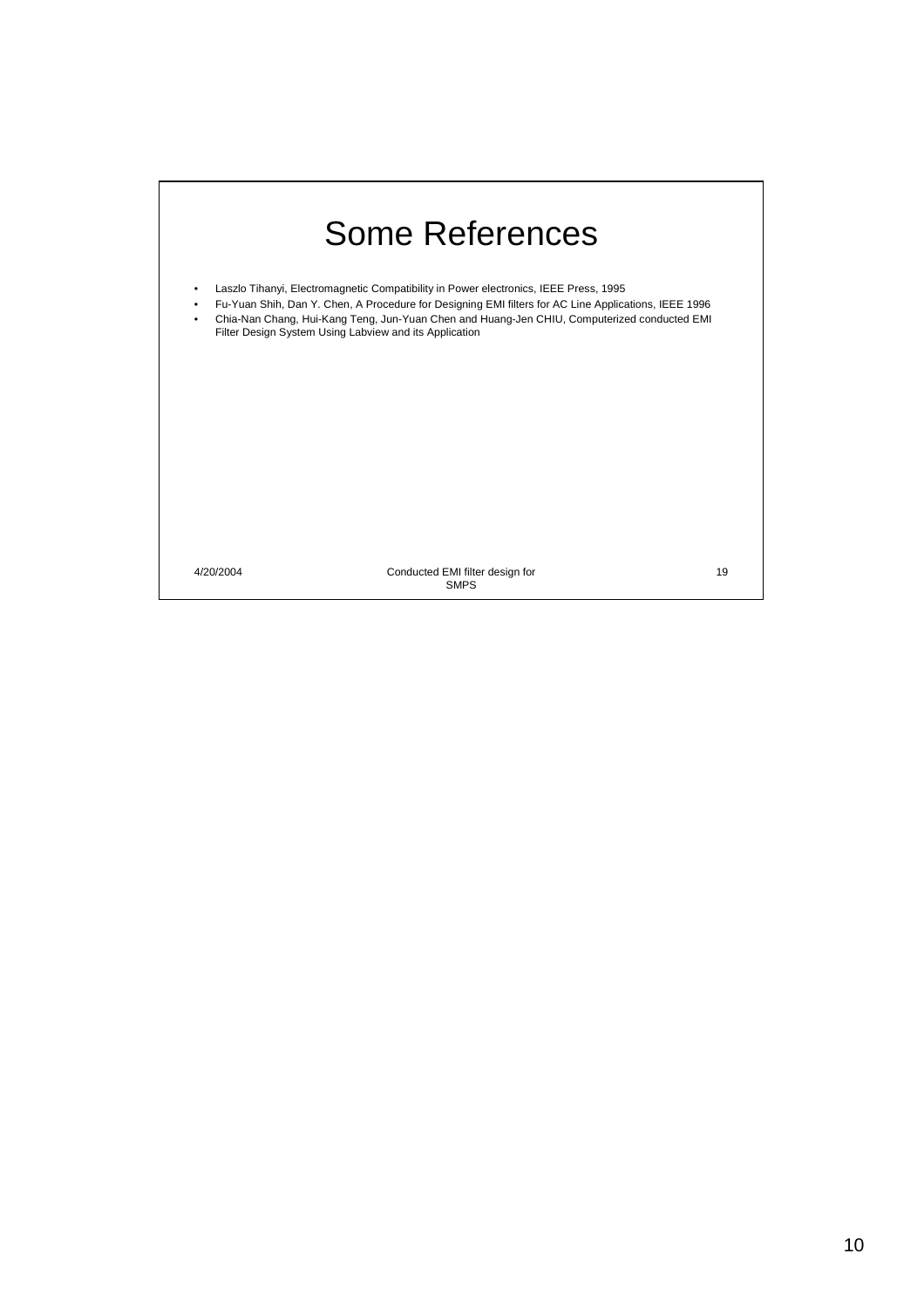# Some References

- Laszlo Tihanyi, Electromagnetic Compatibility in Power electronics, IEEE Press, 1995
- Fu-Yuan Shih, Dan Y. Chen, A Procedure for Designing EMI filters for AC Line Applications, IEEE 1996
- Chia-Nan Chang, Hui-Kang Teng, Jun-Yuan Chen and Huang-Jen CHIU, Computerized conducted EMI Filter Design System Using Labview and its Application